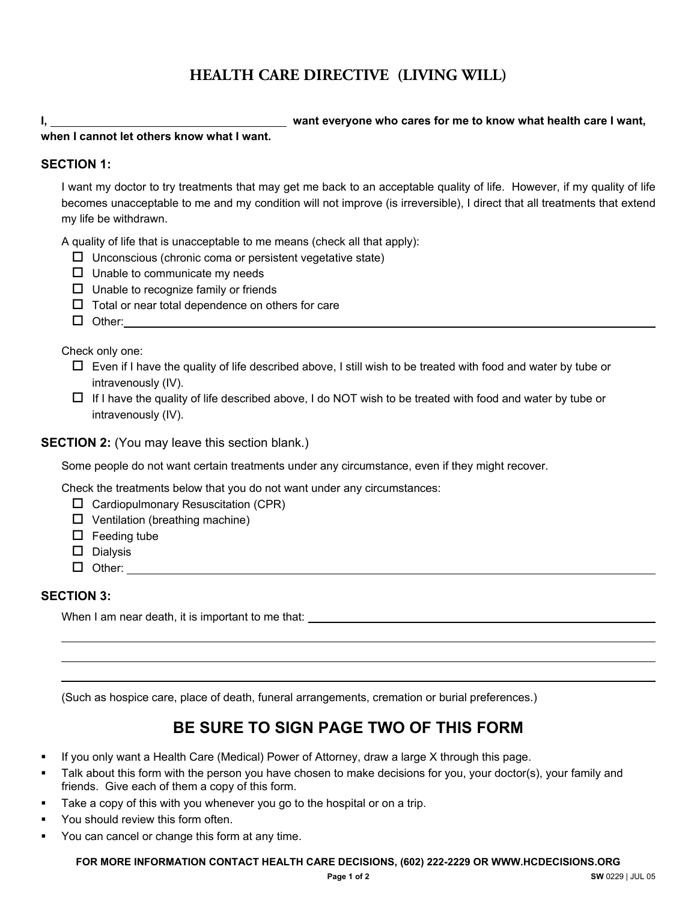# HEALTH CARE DIRECTIVE (LIVING WILL)

**I, ______________________________ want everyone who cares for me to know what health care I want, when I cannot let others know what I want.**

**SECTION 1:**

I want my doctor to try treatments that may get me back to an acceptable quality of life. However, if my quality of life becomes unacceptable to me and my condition will not improve (is irreversible), I direct that all treatments that extend my life be withdrawn.

A quality of life that is unacceptable to me means (check all that apply):

- ☐ Unconscious (chronic coma or persistent vegetative state)
- ☐ Unable to communicate my needs
- ☐ Unable to recognize family or friends
- ☐ Total or near total dependence on others for care
- ☐ Other: ______________________________

Check only one:

- ☐ Even if I have the quality of life described above, I still wish to be treated with food and water by tube or intravenously (IV).
- ☐ If I have the quality of life described above, I do NOT wish to be treated with food and water by tube or intravenously (IV).

**SECTION 2:** (You may leave this section blank.)

Some people do not want certain treatments under any circumstance, even if they might recover.

Check the treatments below that you do not want under any circumstances:

- ☐ Cardiopulmonary Resuscitation (CPR)
- ☐ Ventilation (breathing machine)
- ☐ Feeding tube
- ☐ Dialysis
- ☐ Other: ______________________________

**SECTION 3:**

When I am near death, it is important to me that: ______________________________

______________________________

______________________________

______________________________

(Such as hospice care, place of death, funeral arrangements, cremation or burial preferences.)

## BE SURE TO SIGN PAGE TWO OF THIS FORM

- If you only want a Health Care (Medical) Power of Attorney, draw a large X through this page.
- Talk about this form with the person you have chosen to make decisions for you, your doctor(s), your family and friends. Give each of them a copy of this form.
- Take a copy of this with you whenever you go to the hospital or on a trip.
- You should review this form often.
- You can cancel or change this form at any time.

**FOR MORE INFORMATION CONTACT HEALTH CARE DECISIONS, (602) 222-2229 OR WWW.HCDECISIONS.ORG**

**SW** 0229 | JUL 05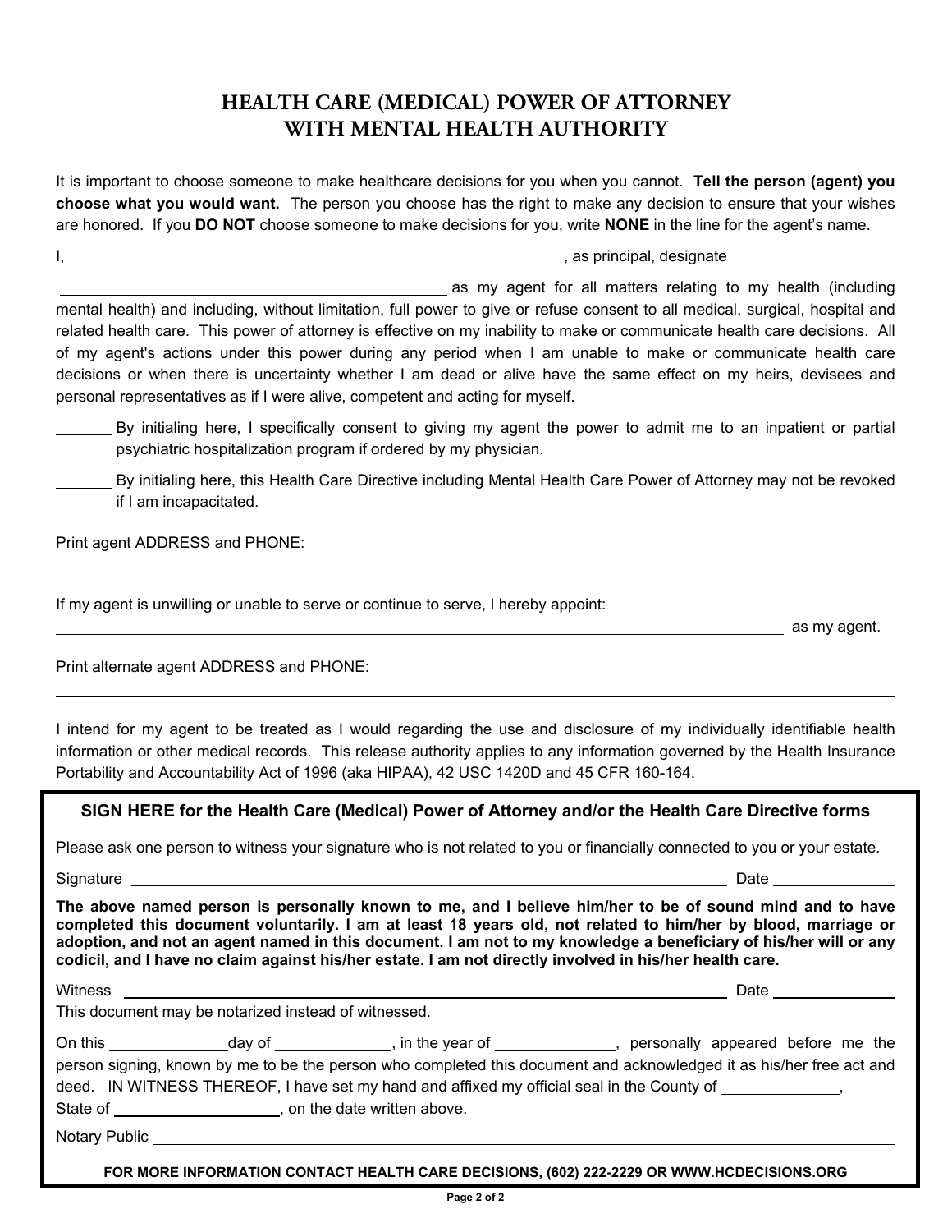# HEALTH CARE (MEDICAL) POWER OF ATTORNEY WITH MENTAL HEALTH AUTHORITY

It is important to choose someone to make healthcare decisions for you when you cannot. **Tell the person (agent) you choose what you would want.** The person you choose has the right to make any decision to ensure that your wishes are honored. If you **DO NOT** choose someone to make decisions for you, write **NONE** in the line for the agent's name.

I, ______________________________________________ , as principal, designate

______________________________________________ as my agent for all matters relating to my health (including mental health) and including, without limitation, full power to give or refuse consent to all medical, surgical, hospital and related health care. This power of attorney is effective on my inability to make or communicate health care decisions. All of my agent's actions under this power during any period when I am unable to make or communicate health care decisions or when there is uncertainty whether I am dead or alive have the same effect on my heirs, devisees and personal representatives as if I were alive, competent and acting for myself.

_______ By initialing here, I specifically consent to giving my agent the power to admit me to an inpatient or partial psychiatric hospitalization program if ordered by my physician.

_______ By initialing here, this Health Care Directive including Mental Health Care Power of Attorney may not be revoked if I am incapacitated.

Print agent ADDRESS and PHONE:

______________________________________________

If my agent is unwilling or unable to serve or continue to serve, I hereby appoint:

______________________________________________ as my agent.

Print alternate agent ADDRESS and PHONE:

______________________________________________

I intend for my agent to be treated as I would regarding the use and disclosure of my individually identifiable health information or other medical records. This release authority applies to any information governed by the Health Insurance Portability and Accountability Act of 1996 (aka HIPAA), 42 USC 1420D and 45 CFR 160-164.

**SIGN HERE for the Health Care (Medical) Power of Attorney and/or the Health Care Directive forms**

Please ask one person to witness your signature who is not related to you or financially connected to you or your estate.

Signature ______________________________________________ Date ______________

**The above named person is personally known to me, and I believe him/her to be of sound mind and to have completed this document voluntarily. I am at least 18 years old, not related to him/her by blood, marriage or adoption, and not an agent named in this document. I am not to my knowledge a beneficiary of his/her will or any codicil, and I have no claim against his/her estate. I am not directly involved in his/her health care.**

Witness ______________________________________________ Date ______________

This document may be notarized instead of witnessed.

On this ______________day of ______________, in the year of ______________, personally appeared before me the person signing, known by me to be the person who completed this document and acknowledged it as his/her free act and deed. IN WITNESS THEREOF, I have set my hand and affixed my official seal in the County of ______________, State of ____________________, on the date written above.

Notary Public ______________________________________________

**FOR MORE INFORMATION CONTACT HEALTH CARE DECISIONS, (602) 222-2229 OR WWW.HCDECISIONS.ORG**